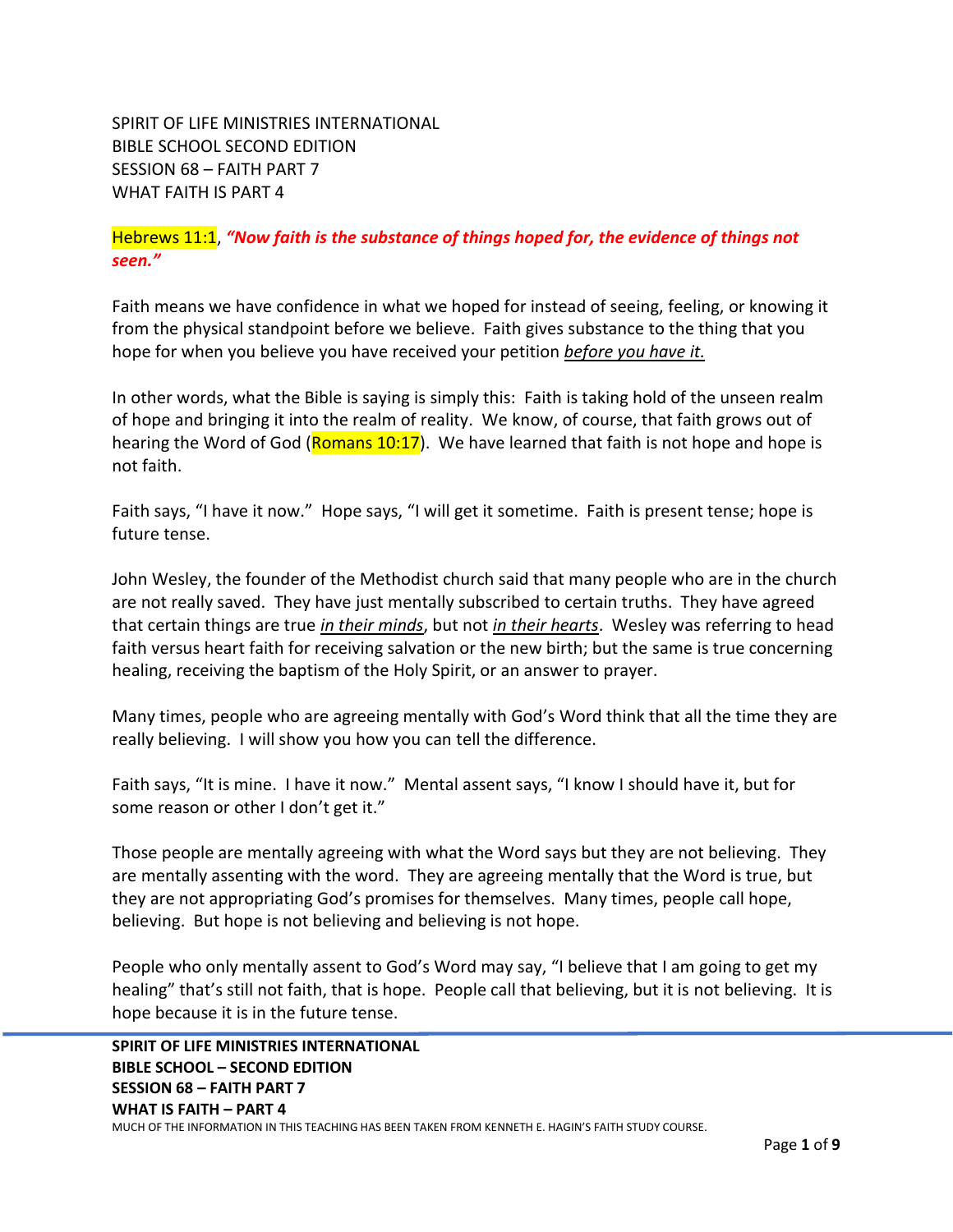SPIRIT OF LIFE MINISTRIES INTERNATIONAL
BIBLE SCHOOL SECOND EDITION
SESSION 68 – FAITH PART 7
WHAT FAITH IS PART 4

Hebrews 11:1, ***"Now faith is the substance of things hoped for, the evidence of things not seen."***

Faith means we have confidence in what we hoped for instead of seeing, feeling, or knowing it from the physical standpoint before we believe. Faith gives substance to the thing that you hope for when you believe you have received your petition *before you have it.*

In other words, what the Bible is saying is simply this: Faith is taking hold of the unseen realm of hope and bringing it into the realm of reality. We know, of course, that faith grows out of hearing the Word of God (Romans 10:17). We have learned that faith is not hope and hope is not faith.

Faith says, "I have it now." Hope says, "I will get it sometime. Faith is present tense; hope is future tense.

John Wesley, the founder of the Methodist church said that many people who are in the church are not really saved. They have just mentally subscribed to certain truths. They have agreed that certain things are true *in their minds*, but not *in their hearts*. Wesley was referring to head faith versus heart faith for receiving salvation or the new birth; but the same is true concerning healing, receiving the baptism of the Holy Spirit, or an answer to prayer.

Many times, people who are agreeing mentally with God's Word think that all the time they are really believing. I will show you how you can tell the difference.

Faith says, "It is mine. I have it now." Mental assent says, "I know I should have it, but for some reason or other I don't get it."

Those people are mentally agreeing with what the Word says but they are not believing. They are mentally assenting with the word. They are agreeing mentally that the Word is true, but they are not appropriating God's promises for themselves. Many times, people call hope, believing. But hope is not believing and believing is not hope.

People who only mentally assent to God's Word may say, "I believe that I am going to get my healing" that's still not faith, that is hope. People call that believing, but it is not believing. It is hope because it is in the future tense.

MUCH OF THE INFORMATION IN THIS TEACHING HAS BEEN TAKEN FROM KENNETH E. HAGIN'S FAITH STUDY COURSE.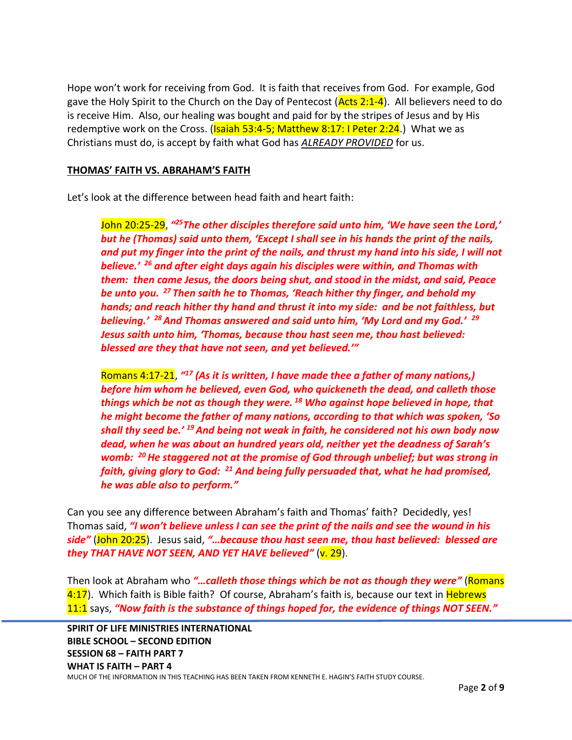Hope won't work for receiving from God. It is faith that receives from God. For example, God gave the Holy Spirit to the Church on the Day of Pentecost (Acts 2:1-4). All believers need to do is receive Him. Also, our healing was bought and paid for by the stripes of Jesus and by His redemptive work on the Cross. (Isaiah 53:4-5; Matthew 8:17: I Peter 2:24.) What we as Christians must do, is accept by faith what God has ***ALREADY PROVIDED*** for us.

## THOMAS' FAITH VS. ABRAHAM'S FAITH

Let's look at the difference between head faith and heart faith:

> John 20:25-29, ***"[25] The other disciples therefore said unto him, 'We have seen the Lord,' but he (Thomas) said unto them, 'Except I shall see in his hands the print of the nails, and put my finger into the print of the nails, and thrust my hand into his side, I will not believe.' [26] and after eight days again his disciples were within, and Thomas with them: then came Jesus, the doors being shut, and stood in the midst, and said, Peace be unto you. [27] Then saith he to Thomas, 'Reach hither thy finger, and behold my hands; and reach hither thy hand and thrust it into my side: and be not faithless, but believing.' [28] And Thomas answered and said unto him, 'My Lord and my God.' [29] Jesus saith unto him, 'Thomas, because thou hast seen me, thou hast believed: blessed are they that have not seen, and yet believed.'"***

> Romans 4:17-21, ***"[17] (As it is written, I have made thee a father of many nations,) before him whom he believed, even God, who quickeneth the dead, and calleth those things which be not as though they were. [18] Who against hope believed in hope, that he might become the father of many nations, according to that which was spoken, 'So shall thy seed be.' [19] And being not weak in faith, he considered not his own body now dead, when he was about an hundred years old, neither yet the deadness of Sarah's womb: [20] He staggered not at the promise of God through unbelief; but was strong in faith, giving glory to God: [21] And being fully persuaded that, what he had promised, he was able also to perform."***

Can you see any difference between Abraham's faith and Thomas' faith? Decidedly, yes! Thomas said, ***"I won't believe unless I can see the print of the nails and see the wound in his side"*** (John 20:25). Jesus said, ***"…because thou hast seen me, thou hast believed: blessed are they THAT HAVE NOT SEEN, AND YET HAVE believed"*** (v. 29).

Then look at Abraham who ***"…calleth those things which be not as though they were"*** (Romans 4:17). Which faith is Bible faith? Of course, Abraham's faith is, because our text in Hebrews 11:1 says, ***"Now faith is the substance of things hoped for, the evidence of things NOT SEEN."***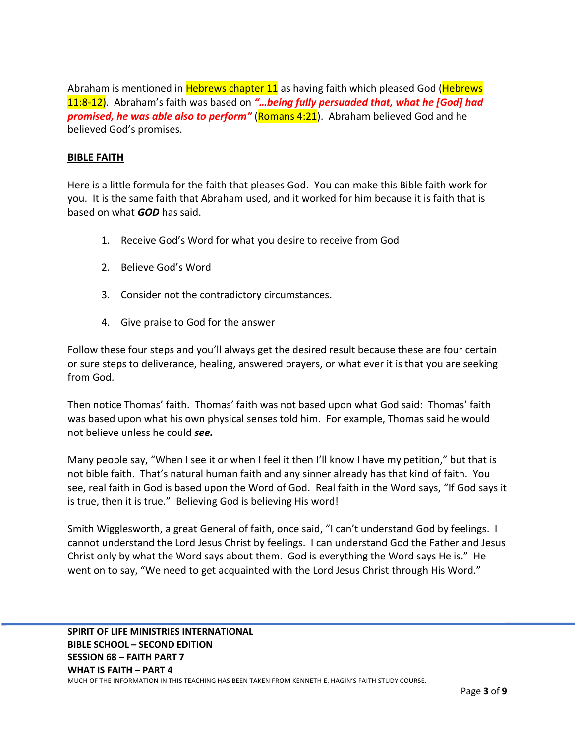Abraham is mentioned in Hebrews chapter 11 as having faith which pleased God (Hebrews 11:8-12). Abraham's faith was based on ***"…being fully persuaded that, what he [God] had promised, he was able also to perform"*** (Romans 4:21). Abraham believed God and he believed God's promises.

**BIBLE FAITH**

Here is a little formula for the faith that pleases God. You can make this Bible faith work for you. It is the same faith that Abraham used, and it worked for him because it is faith that is based on what ***GOD*** has said.

1. Receive God's Word for what you desire to receive from God
2. Believe God's Word
3. Consider not the contradictory circumstances.
4. Give praise to God for the answer

Follow these four steps and you'll always get the desired result because these are four certain or sure steps to deliverance, healing, answered prayers, or what ever it is that you are seeking from God.

Then notice Thomas' faith. Thomas' faith was not based upon what God said: Thomas' faith was based upon what his own physical senses told him. For example, Thomas said he would not believe unless he could ***see.***

Many people say, "When I see it or when I feel it then I'll know I have my petition," but that is not bible faith. That's natural human faith and any sinner already has that kind of faith. You see, real faith in God is based upon the Word of God. Real faith in the Word says, "If God says it is true, then it is true." Believing God is believing His word!

Smith Wigglesworth, a great General of faith, once said, "I can't understand God by feelings. I cannot understand the Lord Jesus Christ by feelings. I can understand God the Father and Jesus Christ only by what the Word says about them. God is everything the Word says He is." He went on to say, "We need to get acquainted with the Lord Jesus Christ through His Word."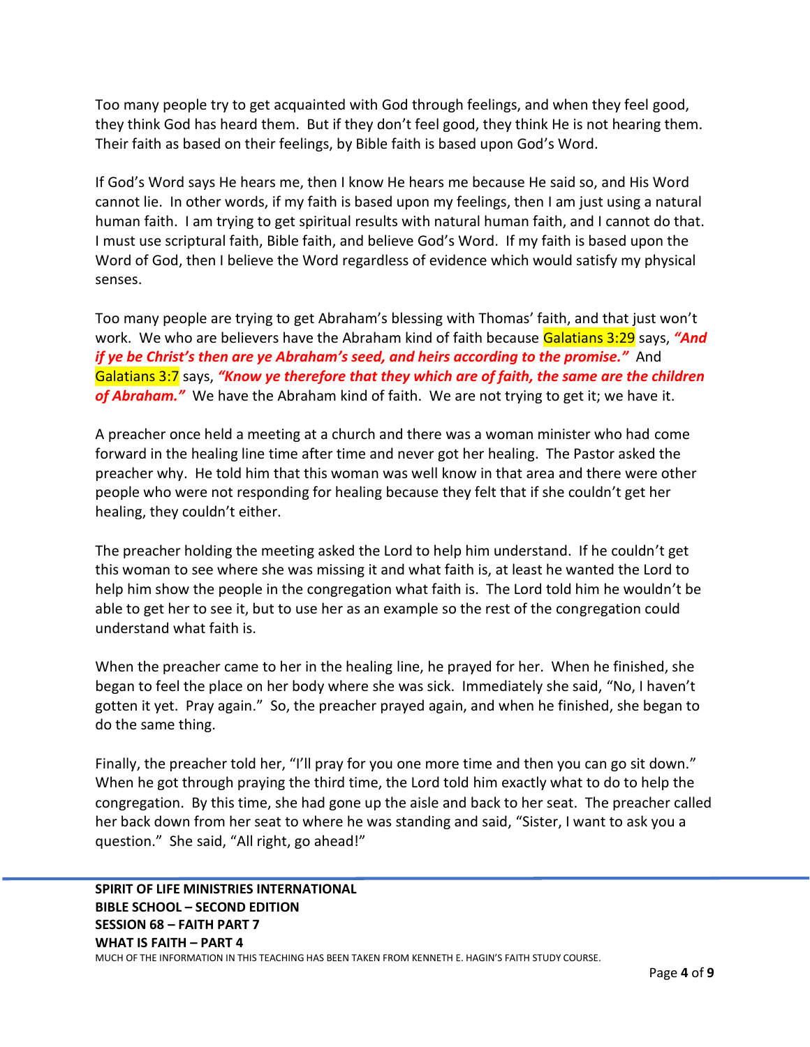Too many people try to get acquainted with God through feelings, and when they feel good, they think God has heard them. But if they don't feel good, they think He is not hearing them. Their faith as based on their feelings, by Bible faith is based upon God's Word.

If God's Word says He hears me, then I know He hears me because He said so, and His Word cannot lie. In other words, if my faith is based upon my feelings, then I am just using a natural human faith. I am trying to get spiritual results with natural human faith, and I cannot do that. I must use scriptural faith, Bible faith, and believe God's Word. If my faith is based upon the Word of God, then I believe the Word regardless of evidence which would satisfy my physical senses.

Too many people are trying to get Abraham's blessing with Thomas' faith, and that just won't work. We who are believers have the Abraham kind of faith because Galatians 3:29 says, ***"And if ye be Christ's then are ye Abraham's seed, and heirs according to the promise."*** And Galatians 3:7 says, ***"Know ye therefore that they which are of faith, the same are the children of Abraham."*** We have the Abraham kind of faith. We are not trying to get it; we have it.

A preacher once held a meeting at a church and there was a woman minister who had come forward in the healing line time after time and never got her healing. The Pastor asked the preacher why. He told him that this woman was well know in that area and there were other people who were not responding for healing because they felt that if she couldn't get her healing, they couldn't either.

The preacher holding the meeting asked the Lord to help him understand. If he couldn't get this woman to see where she was missing it and what faith is, at least he wanted the Lord to help him show the people in the congregation what faith is. The Lord told him he wouldn't be able to get her to see it, but to use her as an example so the rest of the congregation could understand what faith is.

When the preacher came to her in the healing line, he prayed for her. When he finished, she began to feel the place on her body where she was sick. Immediately she said, "No, I haven't gotten it yet. Pray again." So, the preacher prayed again, and when he finished, she began to do the same thing.

Finally, the preacher told her, "I'll pray for you one more time and then you can go sit down." When he got through praying the third time, the Lord told him exactly what to do to help the congregation. By this time, she had gone up the aisle and back to her seat. The preacher called her back down from her seat to where he was standing and said, "Sister, I want to ask you a question." She said, "All right, go ahead!"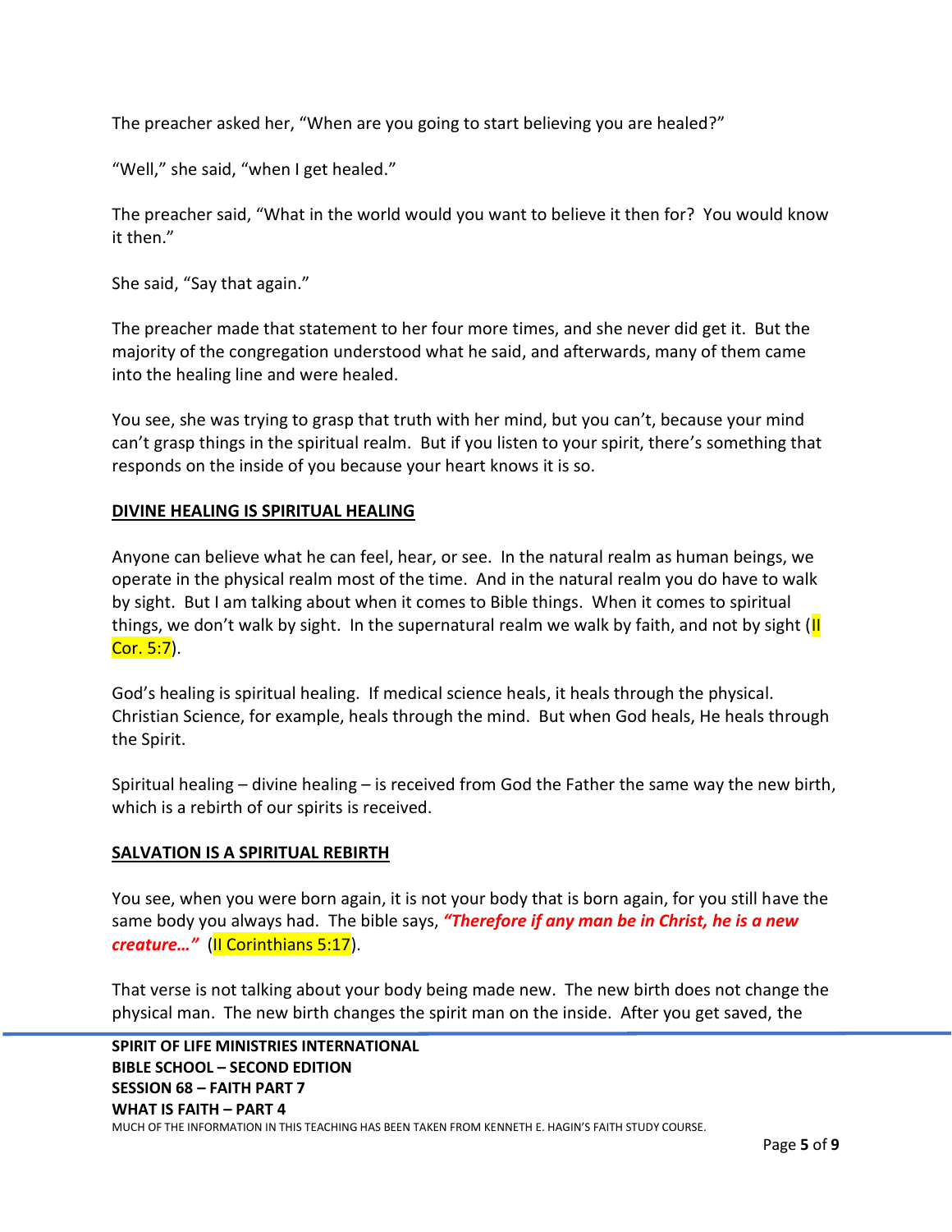The preacher asked her, "When are you going to start believing you are healed?"

"Well," she said, "when I get healed."

The preacher said, "What in the world would you want to believe it then for? You would know it then."

She said, "Say that again."

The preacher made that statement to her four more times, and she never did get it. But the majority of the congregation understood what he said, and afterwards, many of them came into the healing line and were healed.

You see, she was trying to grasp that truth with her mind, but you can't, because your mind can't grasp things in the spiritual realm. But if you listen to your spirit, there's something that responds on the inside of you because your heart knows it is so.

**DIVINE HEALING IS SPIRITUAL HEALING**

Anyone can believe what he can feel, hear, or see. In the natural realm as human beings, we operate in the physical realm most of the time. And in the natural realm you do have to walk by sight. But I am talking about when it comes to Bible things. When it comes to spiritual things, we don't walk by sight. In the supernatural realm we walk by faith, and not by sight (II Cor. 5:7).

God's healing is spiritual healing. If medical science heals, it heals through the physical. Christian Science, for example, heals through the mind. But when God heals, He heals through the Spirit.

Spiritual healing – divine healing – is received from God the Father the same way the new birth, which is a rebirth of our spirits is received.

**SALVATION IS A SPIRITUAL REBIRTH**

You see, when you were born again, it is not your body that is born again, for you still have the same body you always had. The bible says, ***"Therefore if any man be in Christ, he is a new creature…"*** (II Corinthians 5:17).

That verse is not talking about your body being made new. The new birth does not change the physical man. The new birth changes the spirit man on the inside. After you get saved, the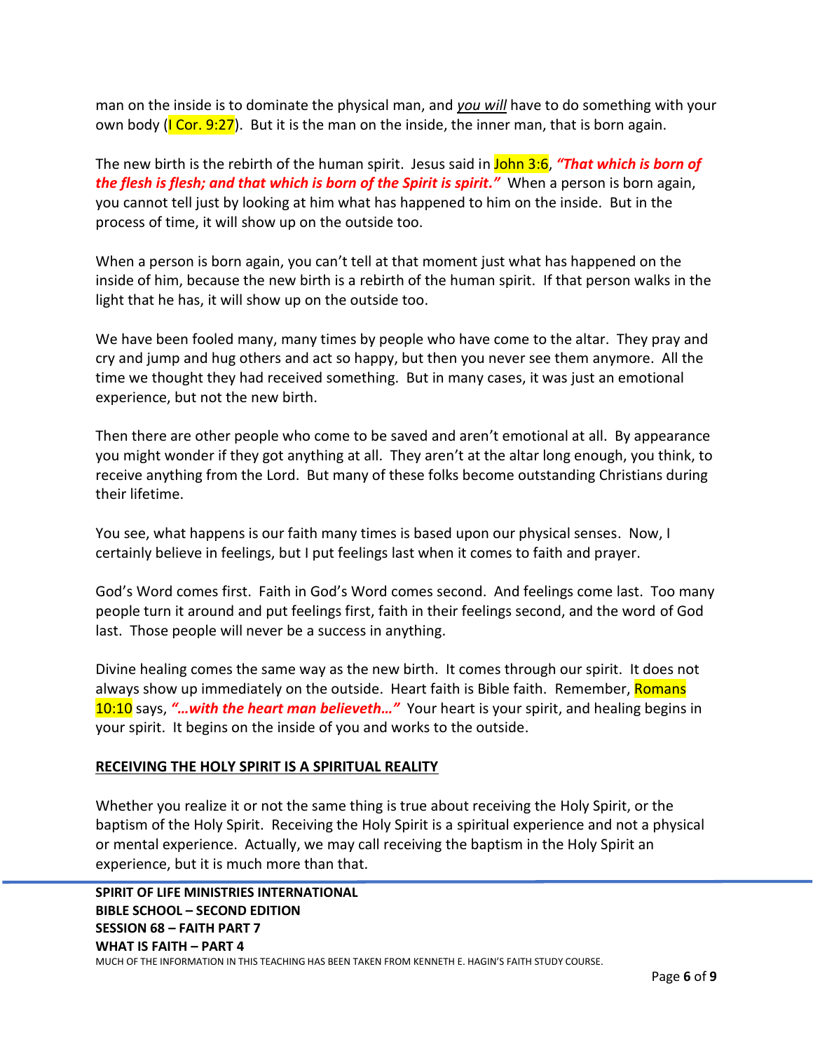man on the inside is to dominate the physical man, and *you will* have to do something with your own body (I Cor. 9:27). But it is the man on the inside, the inner man, that is born again.

The new birth is the rebirth of the human spirit. Jesus said in John 3:6, ***"That which is born of the flesh is flesh; and that which is born of the Spirit is spirit."*** When a person is born again, you cannot tell just by looking at him what has happened to him on the inside. But in the process of time, it will show up on the outside too.

When a person is born again, you can't tell at that moment just what has happened on the inside of him, because the new birth is a rebirth of the human spirit. If that person walks in the light that he has, it will show up on the outside too.

We have been fooled many, many times by people who have come to the altar. They pray and cry and jump and hug others and act so happy, but then you never see them anymore. All the time we thought they had received something. But in many cases, it was just an emotional experience, but not the new birth.

Then there are other people who come to be saved and aren't emotional at all. By appearance you might wonder if they got anything at all. They aren't at the altar long enough, you think, to receive anything from the Lord. But many of these folks become outstanding Christians during their lifetime.

You see, what happens is our faith many times is based upon our physical senses. Now, I certainly believe in feelings, but I put feelings last when it comes to faith and prayer.

God's Word comes first. Faith in God's Word comes second. And feelings come last. Too many people turn it around and put feelings first, faith in their feelings second, and the word of God last. Those people will never be a success in anything.

Divine healing comes the same way as the new birth. It comes through our spirit. It does not always show up immediately on the outside. Heart faith is Bible faith. Remember, Romans 10:10 says, ***"…with the heart man believeth…"*** Your heart is your spirit, and healing begins in your spirit. It begins on the inside of you and works to the outside.

## RECEIVING THE HOLY SPIRIT IS A SPIRITUAL REALITY

Whether you realize it or not the same thing is true about receiving the Holy Spirit, or the baptism of the Holy Spirit. Receiving the Holy Spirit is a spiritual experience and not a physical or mental experience. Actually, we may call receiving the baptism in the Holy Spirit an experience, but it is much more than that.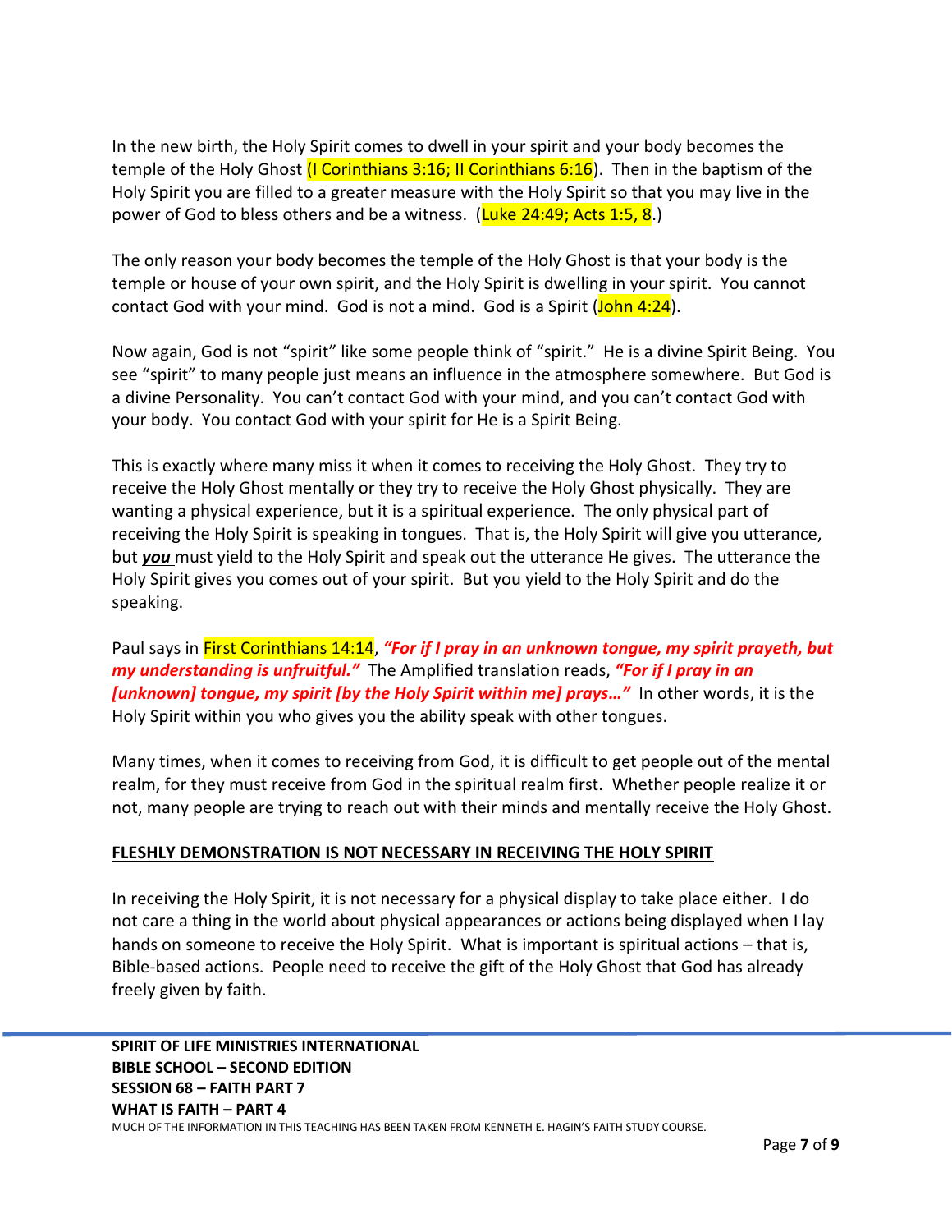In the new birth, the Holy Spirit comes to dwell in your spirit and your body becomes the temple of the Holy Ghost (I Corinthians 3:16; II Corinthians 6:16). Then in the baptism of the Holy Spirit you are filled to a greater measure with the Holy Spirit so that you may live in the power of God to bless others and be a witness. (Luke 24:49; Acts 1:5, 8.)

The only reason your body becomes the temple of the Holy Ghost is that your body is the temple or house of your own spirit, and the Holy Spirit is dwelling in your spirit. You cannot contact God with your mind. God is not a mind. God is a Spirit (John 4:24).

Now again, God is not "spirit" like some people think of "spirit." He is a divine Spirit Being. You see "spirit" to many people just means an influence in the atmosphere somewhere. But God is a divine Personality. You can't contact God with your mind, and you can't contact God with your body. You contact God with your spirit for He is a Spirit Being.

This is exactly where many miss it when it comes to receiving the Holy Ghost. They try to receive the Holy Ghost mentally or they try to receive the Holy Ghost physically. They are wanting a physical experience, but it is a spiritual experience. The only physical part of receiving the Holy Spirit is speaking in tongues. That is, the Holy Spirit will give you utterance, but ***you*** must yield to the Holy Spirit and speak out the utterance He gives. The utterance the Holy Spirit gives you comes out of your spirit. But you yield to the Holy Spirit and do the speaking.

Paul says in First Corinthians 14:14, ***"For if I pray in an unknown tongue, my spirit prayeth, but my understanding is unfruitful."*** The Amplified translation reads, ***"For if I pray in an [unknown] tongue, my spirit [by the Holy Spirit within me] prays…"*** In other words, it is the Holy Spirit within you who gives you the ability speak with other tongues.

Many times, when it comes to receiving from God, it is difficult to get people out of the mental realm, for they must receive from God in the spiritual realm first. Whether people realize it or not, many people are trying to reach out with their minds and mentally receive the Holy Ghost.

**FLESHLY DEMONSTRATION IS NOT NECESSARY IN RECEIVING THE HOLY SPIRIT**

In receiving the Holy Spirit, it is not necessary for a physical display to take place either. I do not care a thing in the world about physical appearances or actions being displayed when I lay hands on someone to receive the Holy Spirit. What is important is spiritual actions – that is, Bible-based actions. People need to receive the gift of the Holy Ghost that God has already freely given by faith.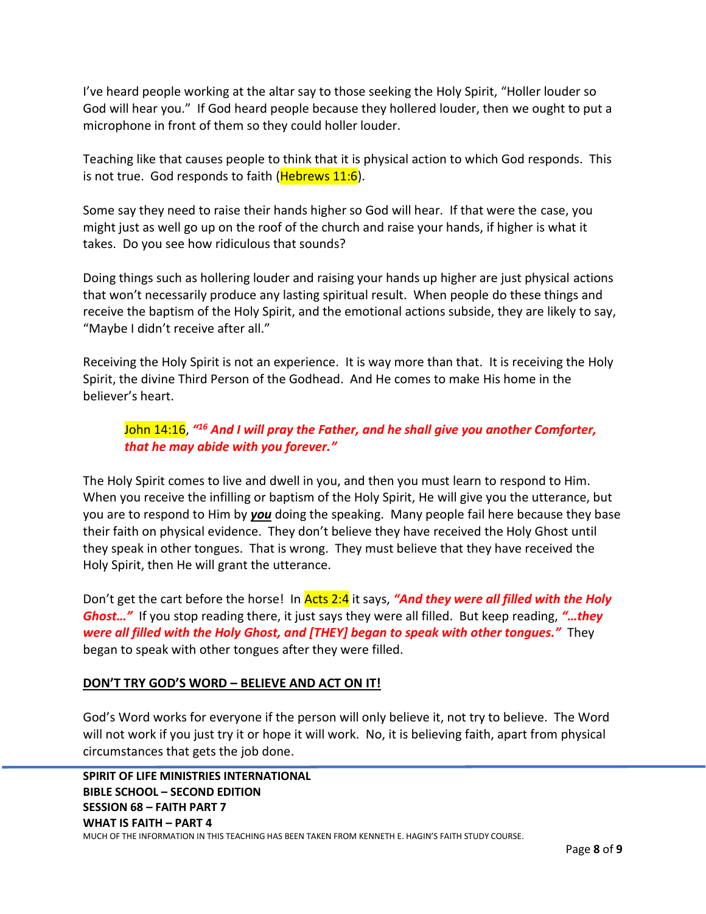I've heard people working at the altar say to those seeking the Holy Spirit, "Holler louder so God will hear you." If God heard people because they hollered louder, then we ought to put a microphone in front of them so they could holler louder.

Teaching like that causes people to think that it is physical action to which God responds. This is not true. God responds to faith (Hebrews 11:6).

Some say they need to raise their hands higher so God will hear. If that were the case, you might just as well go up on the roof of the church and raise your hands, if higher is what it takes. Do you see how ridiculous that sounds?

Doing things such as hollering louder and raising your hands up higher are just physical actions that won't necessarily produce any lasting spiritual result. When people do these things and receive the baptism of the Holy Spirit, and the emotional actions subside, they are likely to say, "Maybe I didn't receive after all."

Receiving the Holy Spirit is not an experience. It is way more than that. It is receiving the Holy Spirit, the divine Third Person of the Godhead. And He comes to make His home in the believer's heart.

> John 14:16, ***"16 And I will pray the Father, and he shall give you another Comforter, that he may abide with you forever."***

The Holy Spirit comes to live and dwell in you, and then you must learn to respond to Him. When you receive the infilling or baptism of the Holy Spirit, He will give you the utterance, but you are to respond to Him by ***<u>you</u>*** doing the speaking. Many people fail here because they base their faith on physical evidence. They don't believe they have received the Holy Ghost until they speak in other tongues. That is wrong. They must believe that they have received the Holy Spirit, then He will grant the utterance.

Don't get the cart before the horse! In Acts 2:4 it says, ***"And they were all filled with the Holy Ghost…"*** If you stop reading there, it just says they were all filled. But keep reading, ***"…they were all filled with the Holy Ghost, and [THEY] began to speak with other tongues."*** They began to speak with other tongues after they were filled.

**<u>DON'T TRY GOD'S WORD – BELIEVE AND ACT ON IT!</u>**

God's Word works for everyone if the person will only believe it, not try to believe. The Word will not work if you just try it or hope it will work. No, it is believing faith, apart from physical circumstances that gets the job done.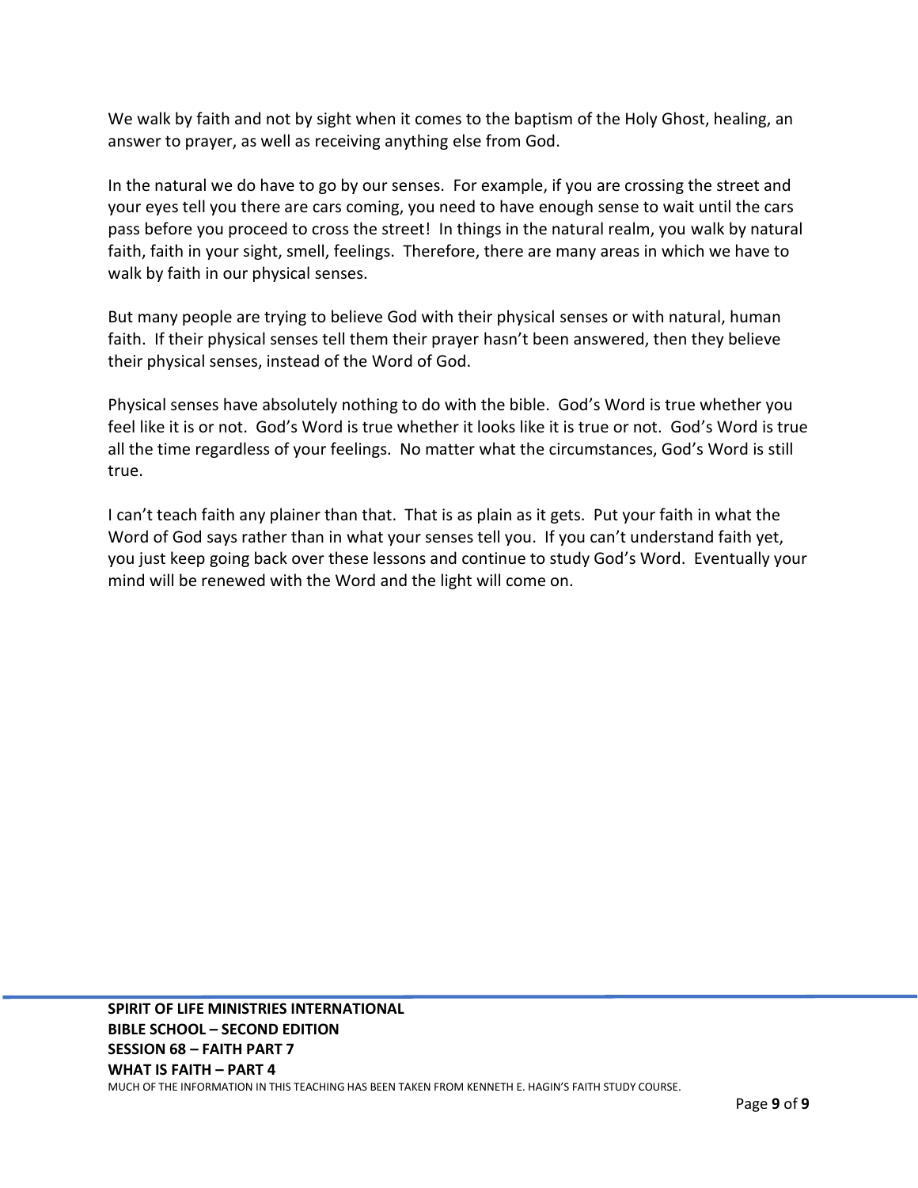We walk by faith and not by sight when it comes to the baptism of the Holy Ghost, healing, an answer to prayer, as well as receiving anything else from God.

In the natural we do have to go by our senses. For example, if you are crossing the street and your eyes tell you there are cars coming, you need to have enough sense to wait until the cars pass before you proceed to cross the street! In things in the natural realm, you walk by natural faith, faith in your sight, smell, feelings. Therefore, there are many areas in which we have to walk by faith in our physical senses.

But many people are trying to believe God with their physical senses or with natural, human faith. If their physical senses tell them their prayer hasn't been answered, then they believe their physical senses, instead of the Word of God.

Physical senses have absolutely nothing to do with the bible. God's Word is true whether you feel like it is or not. God's Word is true whether it looks like it is true or not. God's Word is true all the time regardless of your feelings. No matter what the circumstances, God's Word is still true.

I can't teach faith any plainer than that. That is as plain as it gets. Put your faith in what the Word of God says rather than in what your senses tell you. If you can't understand faith yet, you just keep going back over these lessons and continue to study God's Word. Eventually your mind will be renewed with the Word and the light will come on.